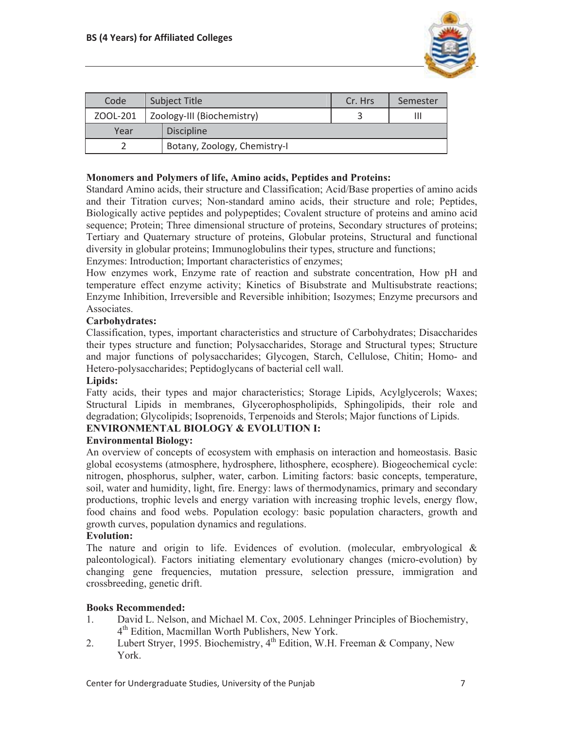| Code | Subject Title | Cr. Hrs | Semester |
| --- | --- | --- | --- |
| ZOOL-201 | Zoology-III (Biochemistry) | 3 | III |
| Year | Discipline | | |
| 2 | Botany, Zoology, Chemistry-I | | |

**Monomers and Polymers of life, Amino acids, Peptides and Proteins:**
Standard Amino acids, their structure and Classification; Acid/Base properties of amino acids and their Titration curves; Non-standard amino acids, their structure and role; Peptides, Biologically active peptides and polypeptides; Covalent structure of proteins and amino acid sequence; Protein; Three dimensional structure of proteins, Secondary structures of proteins; Tertiary and Quaternary structure of proteins, Globular proteins, Structural and functional diversity in globular proteins; Immunoglobulins their types, structure and functions;
Enzymes: Introduction; Important characteristics of enzymes;
How enzymes work, Enzyme rate of reaction and substrate concentration, How pH and temperature effect enzyme activity; Kinetics of Bisubstrate and Multisubstrate reactions; Enzyme Inhibition, Irreversible and Reversible inhibition; Isozymes; Enzyme precursors and Associates.

**Carbohydrates:**
Classification, types, important characteristics and structure of Carbohydrates; Disaccharides their types structure and function; Polysaccharides, Storage and Structural types; Structure and major functions of polysaccharides; Glycogen, Starch, Cellulose, Chitin; Homo- and Hetero-polysaccharides; Peptidoglycans of bacterial cell wall.

**Lipids:**
Fatty acids, their types and major characteristics; Storage Lipids, Acylglycerols; Waxes; Structural Lipids in membranes, Glycerophospholipids, Sphingolipids, their role and degradation; Glycolipids; Isoprenoids, Terpenoids and Sterols; Major functions of Lipids.

**ENVIRONMENTAL BIOLOGY & EVOLUTION I:**

**Environmental Biology:**
An overview of concepts of ecosystem with emphasis on interaction and homeostasis. Basic global ecosystems (atmosphere, hydrosphere, lithosphere, ecosphere). Biogeochemical cycle: nitrogen, phosphorus, sulpher, water, carbon. Limiting factors: basic concepts, temperature, soil, water and humidity, light, fire. Energy: laws of thermodynamics, primary and secondary productions, trophic levels and energy variation with increasing trophic levels, energy flow, food chains and food webs. Population ecology: basic population characters, growth and growth curves, population dynamics and regulations.

**Evolution:**
The nature and origin to life. Evidences of evolution. (molecular, embryological & paleontological). Factors initiating elementary evolutionary changes (micro-evolution) by changing gene frequencies, mutation pressure, selection pressure, immigration and crossbreeding, genetic drift.

**Books Recommended:**

1. David L. Nelson, and Michael M. Cox, 2005. Lehninger Principles of Biochemistry, 4th Edition, Macmillan Worth Publishers, New York.
2. Lubert Stryer, 1995. Biochemistry, 4th Edition, W.H. Freeman & Company, New York.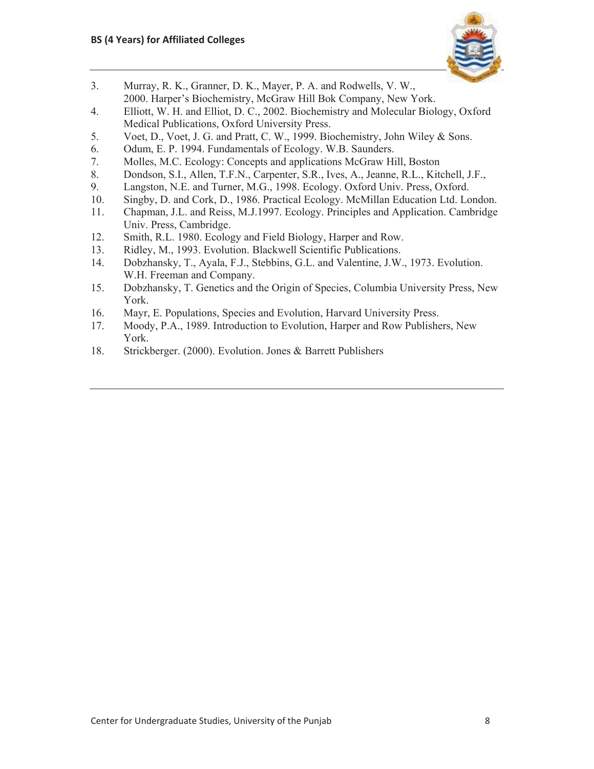3. Murray, R. K., Granner, D. K., Mayer, P. A. and Rodwells, V. W., 2000. Harper's Biochemistry, McGraw Hill Bok Company, New York.
4. Elliott, W. H. and Elliot, D. C., 2002. Biochemistry and Molecular Biology, Oxford Medical Publications, Oxford University Press.
5. Voet, D., Voet, J. G. and Pratt, C. W., 1999. Biochemistry, John Wiley & Sons.
6. Odum, E. P. 1994. Fundamentals of Ecology. W.B. Saunders.
7. Molles, M.C. Ecology: Concepts and applications McGraw Hill, Boston
8. Dondson, S.I., Allen, T.F.N., Carpenter, S.R., Ives, A., Jeanne, R.L., Kitchell, J.F.,
9. Langston, N.E. and Turner, M.G., 1998. Ecology. Oxford Univ. Press, Oxford.
10. Singby, D. and Cork, D., 1986. Practical Ecology. McMillan Education Ltd. London.
11. Chapman, J.L. and Reiss, M.J.1997. Ecology. Principles and Application. Cambridge Univ. Press, Cambridge.
12. Smith, R.L. 1980. Ecology and Field Biology, Harper and Row.
13. Ridley, M., 1993. Evolution. Blackwell Scientific Publications.
14. Dobzhansky, T., Ayala, F.J., Stebbins, G.L. and Valentine, J.W., 1973. Evolution. W.H. Freeman and Company.
15. Dobzhansky, T. Genetics and the Origin of Species, Columbia University Press, New York.
16. Mayr, E. Populations, Species and Evolution, Harvard University Press.
17. Moody, P.A., 1989. Introduction to Evolution, Harper and Row Publishers, New York.
18. Strickberger. (2000). Evolution. Jones & Barrett Publishers